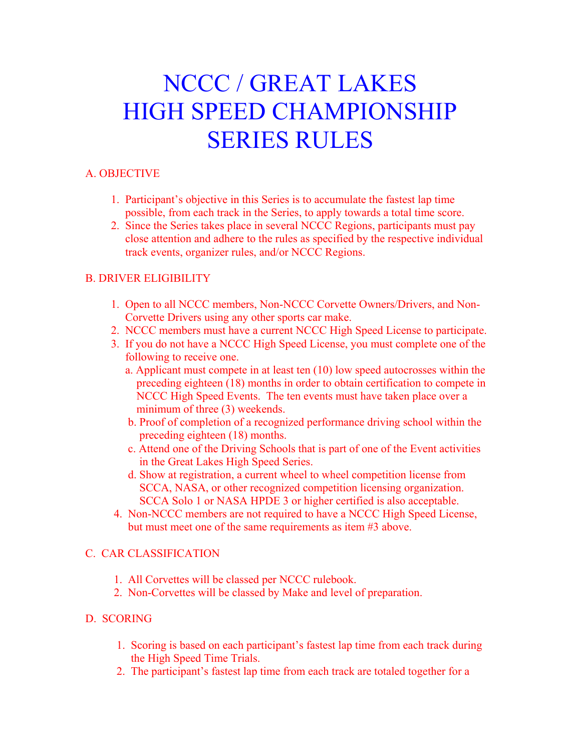# NCCC / GREAT LAKES HIGH SPEED CHAMPIONSHIP SERIES RULES

## A. OBJECTIVE

1. Participant's objective in this Series is to accumulate the fastest lap time possible, from each track in the Series, to apply towards a total time score.
2. Since the Series takes place in several NCCC Regions, participants must pay close attention and adhere to the rules as specified by the respective individual track events, organizer rules, and/or NCCC Regions.

## B. DRIVER ELIGIBILITY

1. Open to all NCCC members, Non-NCCC Corvette Owners/Drivers, and Non-Corvette Drivers using any other sports car make.
2. NCCC members must have a current NCCC High Speed License to participate.
3. If you do not have a NCCC High Speed License, you must complete one of the following to receive one.
   a. Applicant must compete in at least ten (10) low speed autocrosses within the preceding eighteen (18) months in order to obtain certification to compete in NCCC High Speed Events. The ten events must have taken place over a minimum of three (3) weekends.
   b. Proof of completion of a recognized performance driving school within the preceding eighteen (18) months.
   c. Attend one of the Driving Schools that is part of one of the Event activities in the Great Lakes High Speed Series.
   d. Show at registration, a current wheel to wheel competition license from SCCA, NASA, or other recognized competition licensing organization. SCCA Solo 1 or NASA HPDE 3 or higher certified is also acceptable.
4. Non-NCCC members are not required to have a NCCC High Speed License, but must meet one of the same requirements as item #3 above.

## C. CAR CLASSIFICATION

1. All Corvettes will be classed per NCCC rulebook.
2. Non-Corvettes will be classed by Make and level of preparation.

## D. SCORING

1. Scoring is based on each participant's fastest lap time from each track during the High Speed Time Trials.
2. The participant's fastest lap time from each track are totaled together for a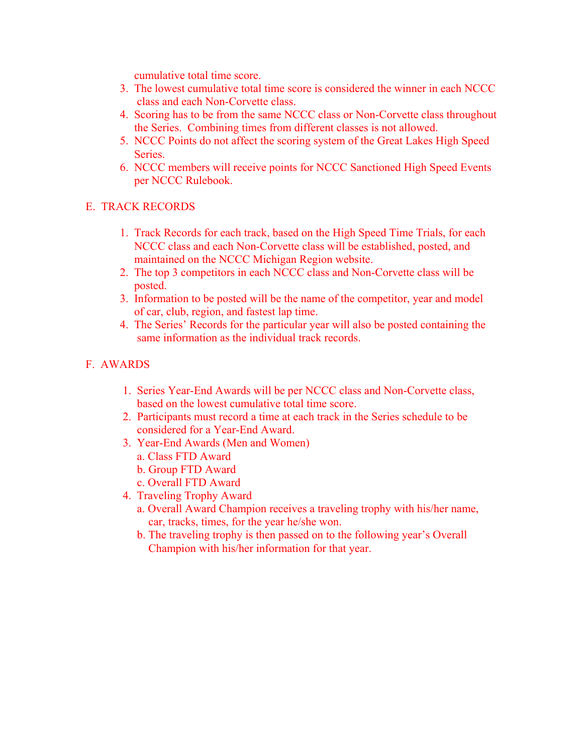cumulative total time score.

3. The lowest cumulative total time score is considered the winner in each NCCC class and each Non-Corvette class.
4. Scoring has to be from the same NCCC class or Non-Corvette class throughout the Series. Combining times from different classes is not allowed.
5. NCCC Points do not affect the scoring system of the Great Lakes High Speed Series.
6. NCCC members will receive points for NCCC Sanctioned High Speed Events per NCCC Rulebook.

E. TRACK RECORDS

1. Track Records for each track, based on the High Speed Time Trials, for each NCCC class and each Non-Corvette class will be established, posted, and maintained on the NCCC Michigan Region website.
2. The top 3 competitors in each NCCC class and Non-Corvette class will be posted.
3. Information to be posted will be the name of the competitor, year and model of car, club, region, and fastest lap time.
4. The Series' Records for the particular year will also be posted containing the same information as the individual track records.

F. AWARDS

1. Series Year-End Awards will be per NCCC class and Non-Corvette class, based on the lowest cumulative total time score.
2. Participants must record a time at each track in the Series schedule to be considered for a Year-End Award.
3. Year-End Awards (Men and Women)
   a. Class FTD Award
   b. Group FTD Award
   c. Overall FTD Award
4. Traveling Trophy Award
   a. Overall Award Champion receives a traveling trophy with his/her name, car, tracks, times, for the year he/she won.
   b. The traveling trophy is then passed on to the following year's Overall Champion with his/her information for that year.